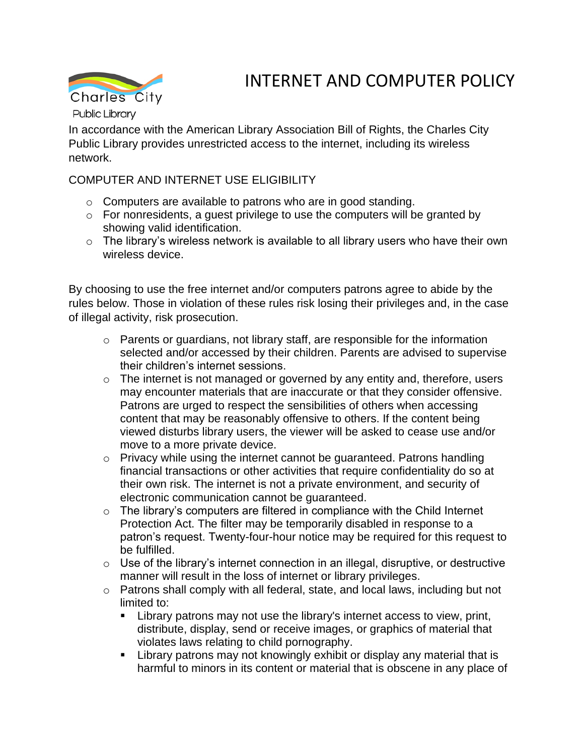Charles City Public Library

# INTERNET AND COMPUTER POLICY

In accordance with the American Library Association Bill of Rights, the Charles City Public Library provides unrestricted access to the internet, including its wireless network.

## COMPUTER AND INTERNET USE ELIGIBILITY

- Computers are available to patrons who are in good standing.
- For nonresidents, a guest privilege to use the computers will be granted by showing valid identification.
- The library's wireless network is available to all library users who have their own wireless device.

By choosing to use the free internet and/or computers patrons agree to abide by the rules below. Those in violation of these rules risk losing their privileges and, in the case of illegal activity, risk prosecution.

- Parents or guardians, not library staff, are responsible for the information selected and/or accessed by their children. Parents are advised to supervise their children's internet sessions.
- The internet is not managed or governed by any entity and, therefore, users may encounter materials that are inaccurate or that they consider offensive. Patrons are urged to respect the sensibilities of others when accessing content that may be reasonably offensive to others. If the content being viewed disturbs library users, the viewer will be asked to cease use and/or move to a more private device.
- Privacy while using the internet cannot be guaranteed. Patrons handling financial transactions or other activities that require confidentiality do so at their own risk. The internet is not a private environment, and security of electronic communication cannot be guaranteed.
- The library's computers are filtered in compliance with the Child Internet Protection Act. The filter may be temporarily disabled in response to a patron's request. Twenty-four-hour notice may be required for this request to be fulfilled.
- Use of the library's internet connection in an illegal, disruptive, or destructive manner will result in the loss of internet or library privileges.
- Patrons shall comply with all federal, state, and local laws, including but not limited to:
  - Library patrons may not use the library's internet access to view, print, distribute, display, send or receive images, or graphics of material that violates laws relating to child pornography.
  - Library patrons may not knowingly exhibit or display any material that is harmful to minors in its content or material that is obscene in any place of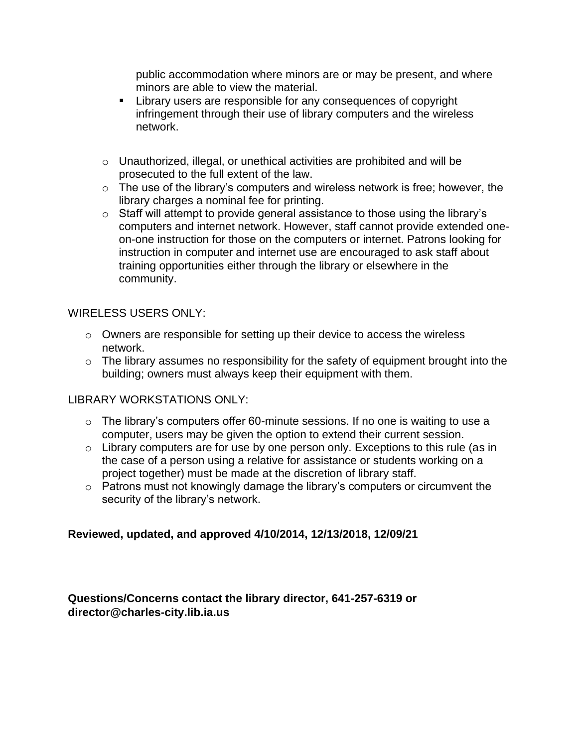public accommodation where minors are or may be present, and where minors are able to view the material.

    - Library users are responsible for any consequences of copyright infringement through their use of library computers and the wireless network.

- Unauthorized, illegal, or unethical activities are prohibited and will be prosecuted to the full extent of the law.
- The use of the library's computers and wireless network is free; however, the library charges a nominal fee for printing.
- Staff will attempt to provide general assistance to those using the library's computers and internet network. However, staff cannot provide extended one-on-one instruction for those on the computers or internet. Patrons looking for instruction in computer and internet use are encouraged to ask staff about training opportunities either through the library or elsewhere in the community.

WIRELESS USERS ONLY:

- Owners are responsible for setting up their device to access the wireless network.
- The library assumes no responsibility for the safety of equipment brought into the building; owners must always keep their equipment with them.

LIBRARY WORKSTATIONS ONLY:

- The library's computers offer 60-minute sessions. If no one is waiting to use a computer, users may be given the option to extend their current session.
- Library computers are for use by one person only. Exceptions to this rule (as in the case of a person using a relative for assistance or students working on a project together) must be made at the discretion of library staff.
- Patrons must not knowingly damage the library's computers or circumvent the security of the library's network.

**Reviewed, updated, and approved 4/10/2014, 12/13/2018, 12/09/21**

**Questions/Concerns contact the library director, 641-257-6319 or director@charles-city.lib.ia.us**